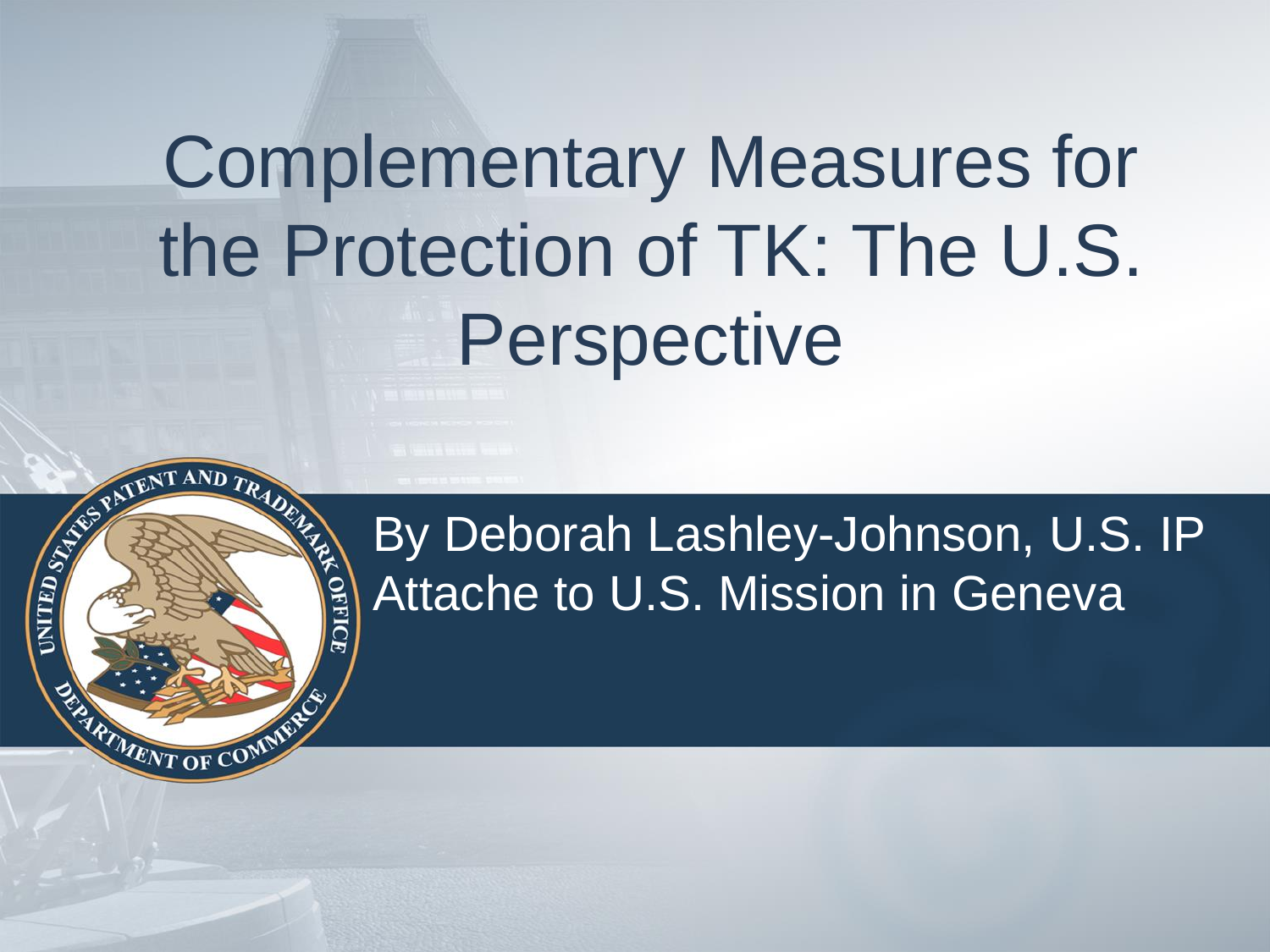# Complementary Measures for the Protection of TK: The U.S. Perspective

By Deborah Lashley-Johnson, U.S. IP Attache to U.S. Mission in Geneva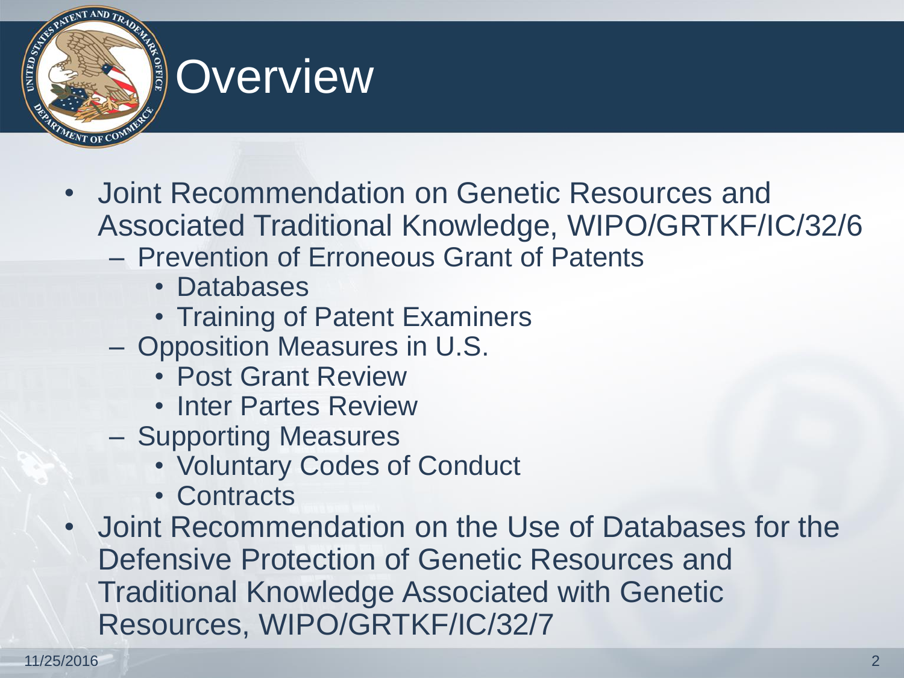# Overview

- Joint Recommendation on Genetic Resources and Associated Traditional Knowledge, WIPO/GRTKF/IC/32/6
  - Prevention of Erroneous Grant of Patents
    - Databases
    - Training of Patent Examiners
  - Opposition Measures in U.S.
    - Post Grant Review
    - Inter Partes Review
  - Supporting Measures
    - Voluntary Codes of Conduct
    - Contracts
- Joint Recommendation on the Use of Databases for the Defensive Protection of Genetic Resources and Traditional Knowledge Associated with Genetic Resources, WIPO/GRTKF/IC/32/7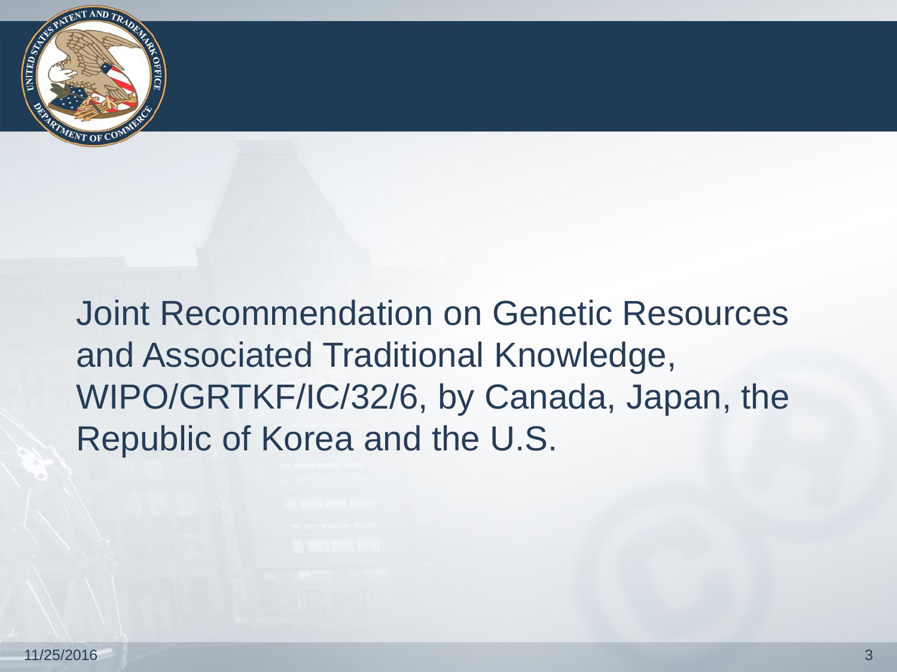Joint Recommendation on Genetic Resources and Associated Traditional Knowledge, WIPO/GRTKF/IC/32/6, by Canada, Japan, the Republic of Korea and the U.S.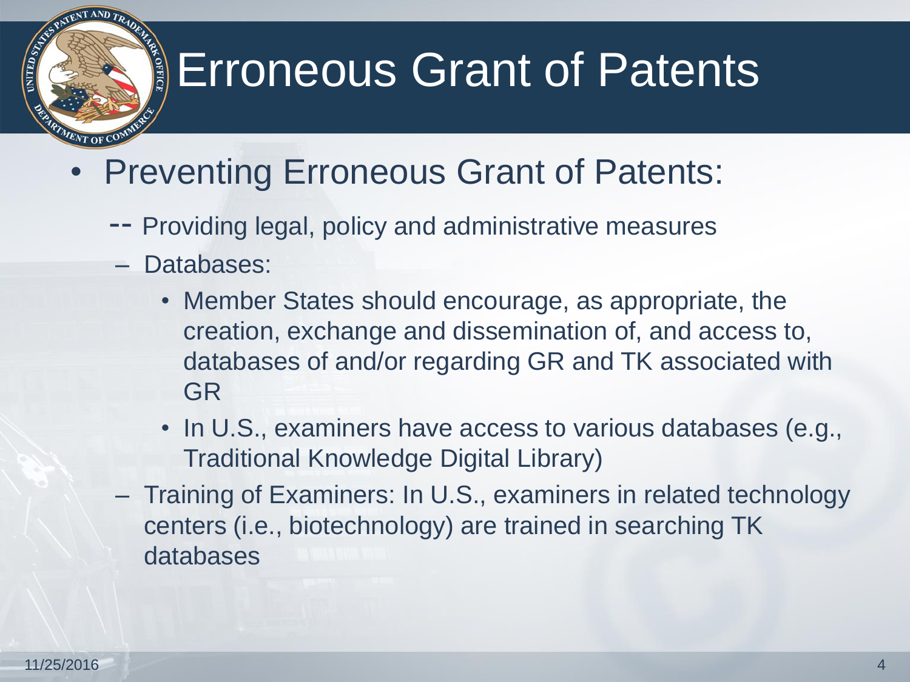# Erroneous Grant of Patents

- Preventing Erroneous Grant of Patents:
  - -- Providing legal, policy and administrative measures
  - Databases:
    - Member States should encourage, as appropriate, the creation, exchange and dissemination of, and access to, databases of and/or regarding GR and TK associated with GR
    - In U.S., examiners have access to various databases (e.g., Traditional Knowledge Digital Library)
  - Training of Examiners: In U.S., examiners in related technology centers (i.e., biotechnology) are trained in searching TK databases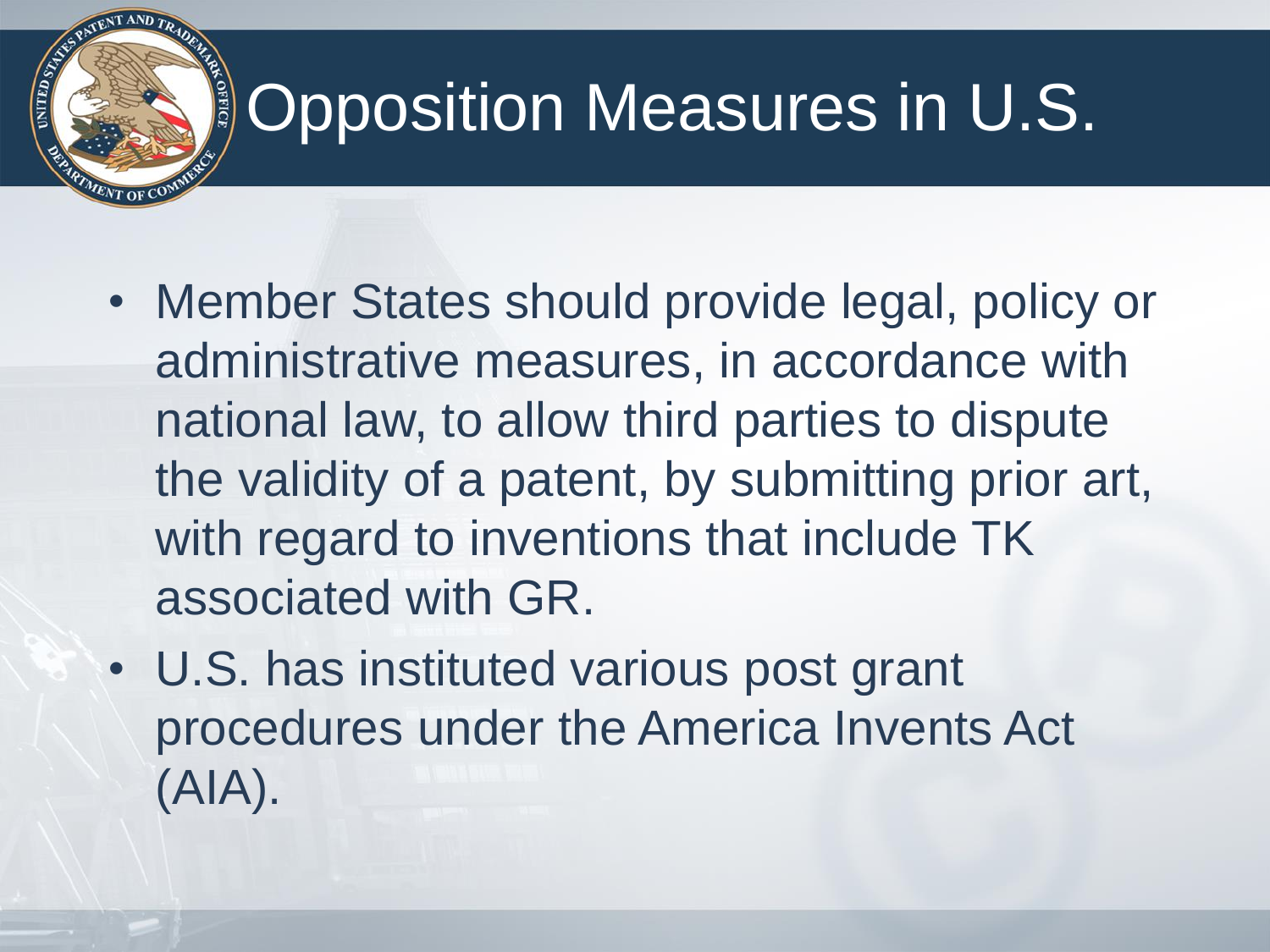# Opposition Measures in U.S.

- Member States should provide legal, policy or administrative measures, in accordance with national law, to allow third parties to dispute the validity of a patent, by submitting prior art, with regard to inventions that include TK associated with GR.
- U.S. has instituted various post grant procedures under the America Invents Act (AIA).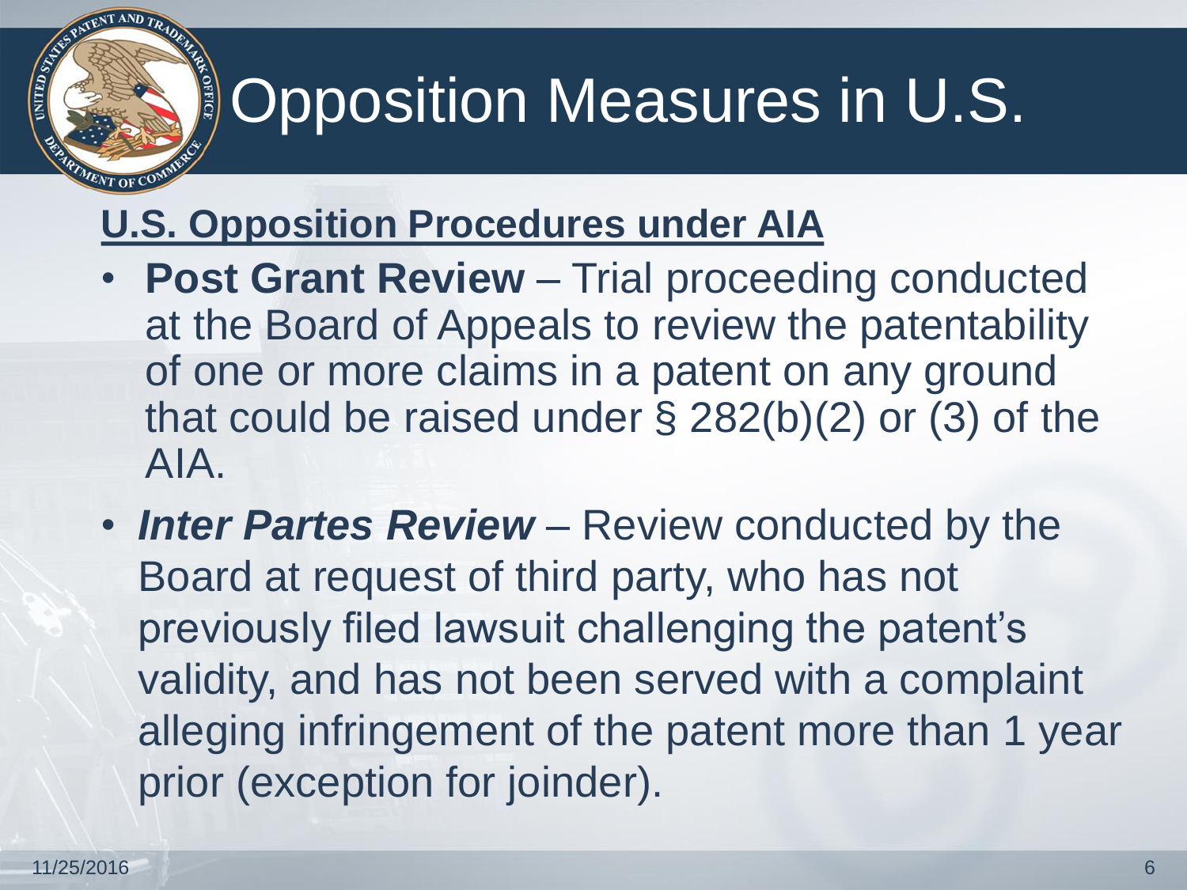# Opposition Measures in U.S.

**U.S. Opposition Procedures under AIA**

- **Post Grant Review** – Trial proceeding conducted at the Board of Appeals to review the patentability of one or more claims in a patent on any ground that could be raised under § 282(b)(2) or (3) of the AIA.
- ***Inter Partes Review*** – Review conducted by the Board at request of third party, who has not previously filed lawsuit challenging the patent's validity, and has not been served with a complaint alleging infringement of the patent more than 1 year prior (exception for joinder).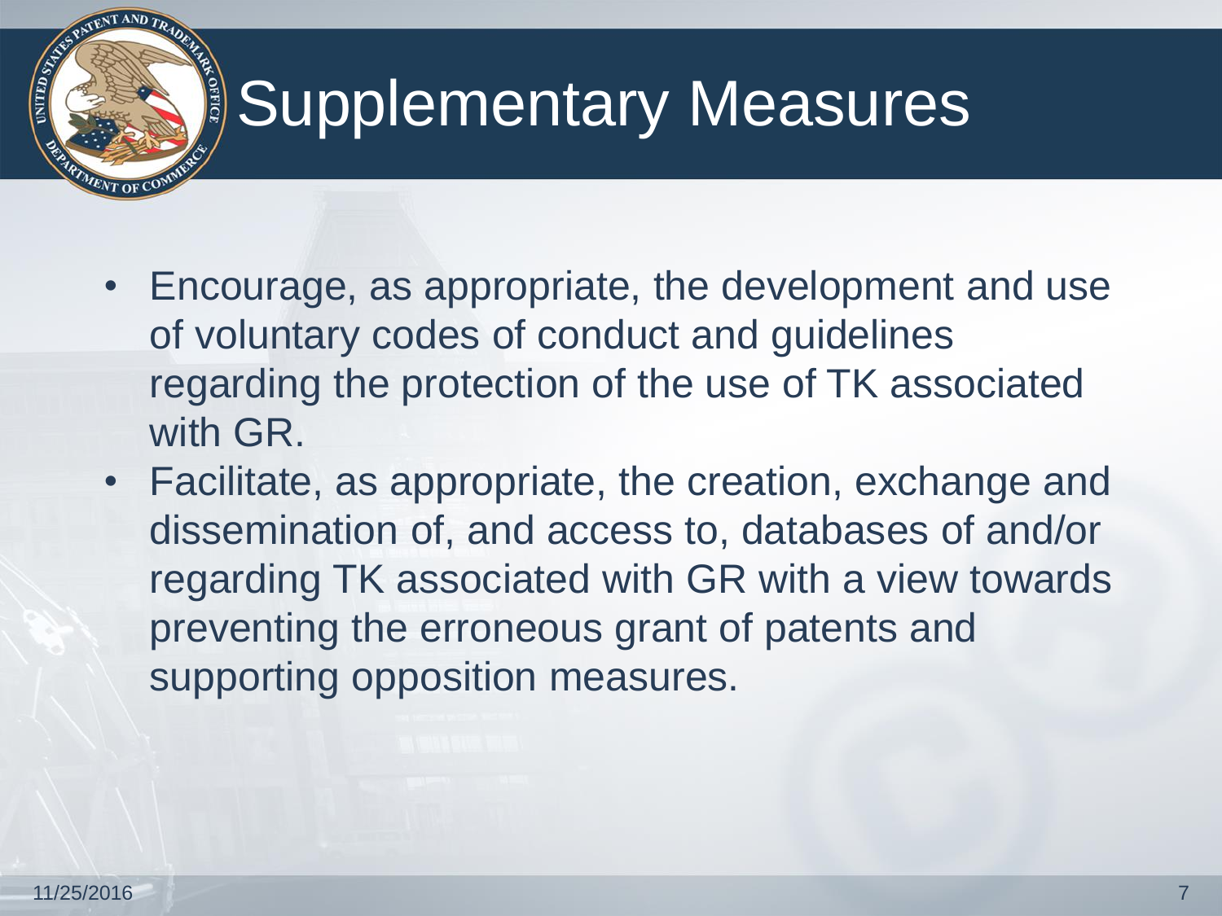# Supplementary Measures

- Encourage, as appropriate, the development and use of voluntary codes of conduct and guidelines regarding the protection of the use of TK associated with GR.
- Facilitate, as appropriate, the creation, exchange and dissemination of, and access to, databases of and/or regarding TK associated with GR with a view towards preventing the erroneous grant of patents and supporting opposition measures.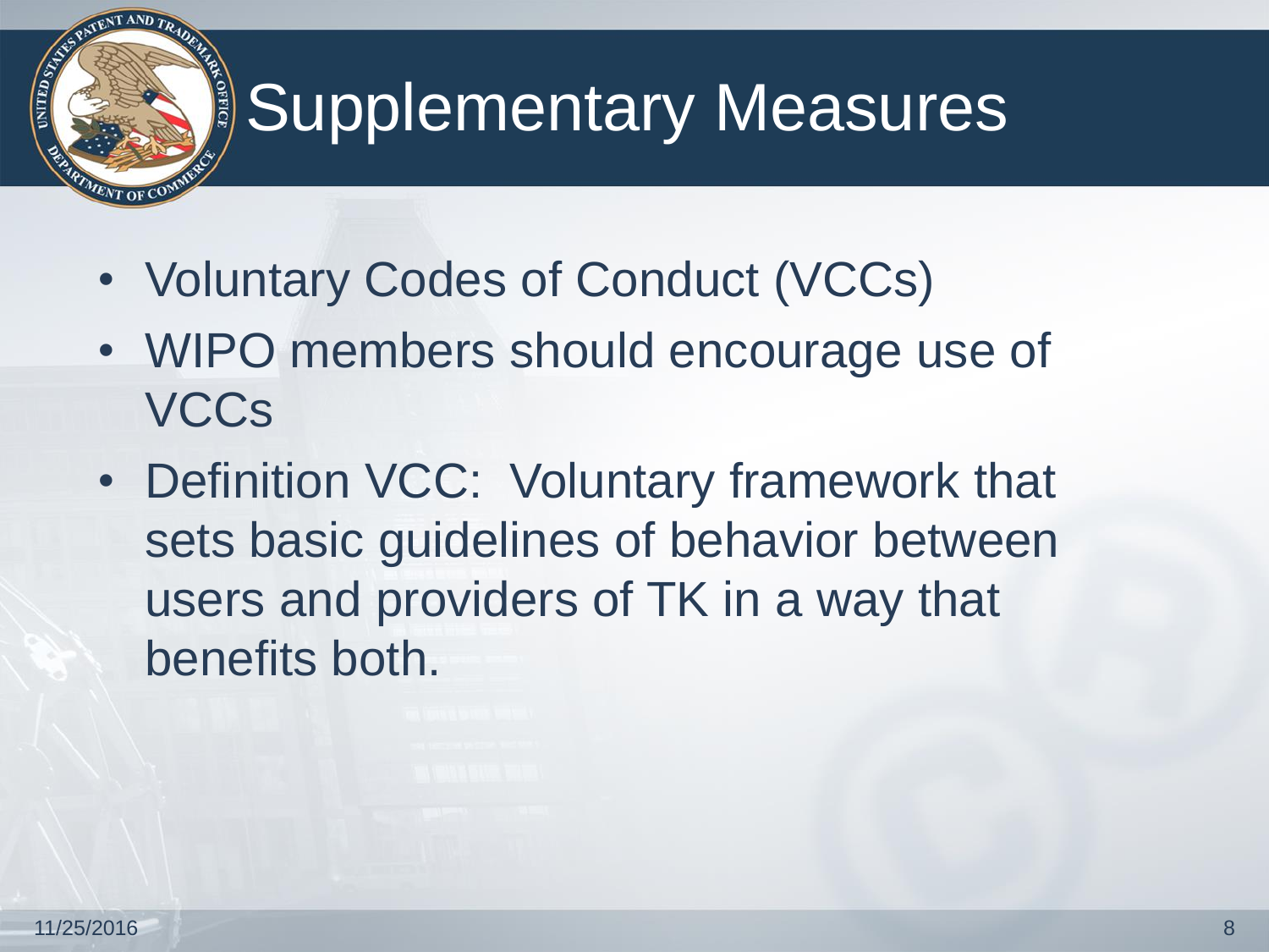# Supplementary Measures

- Voluntary Codes of Conduct (VCCs)
- WIPO members should encourage use of VCCs
- Definition VCC:  Voluntary framework that sets basic guidelines of behavior between users and providers of TK in a way that benefits both.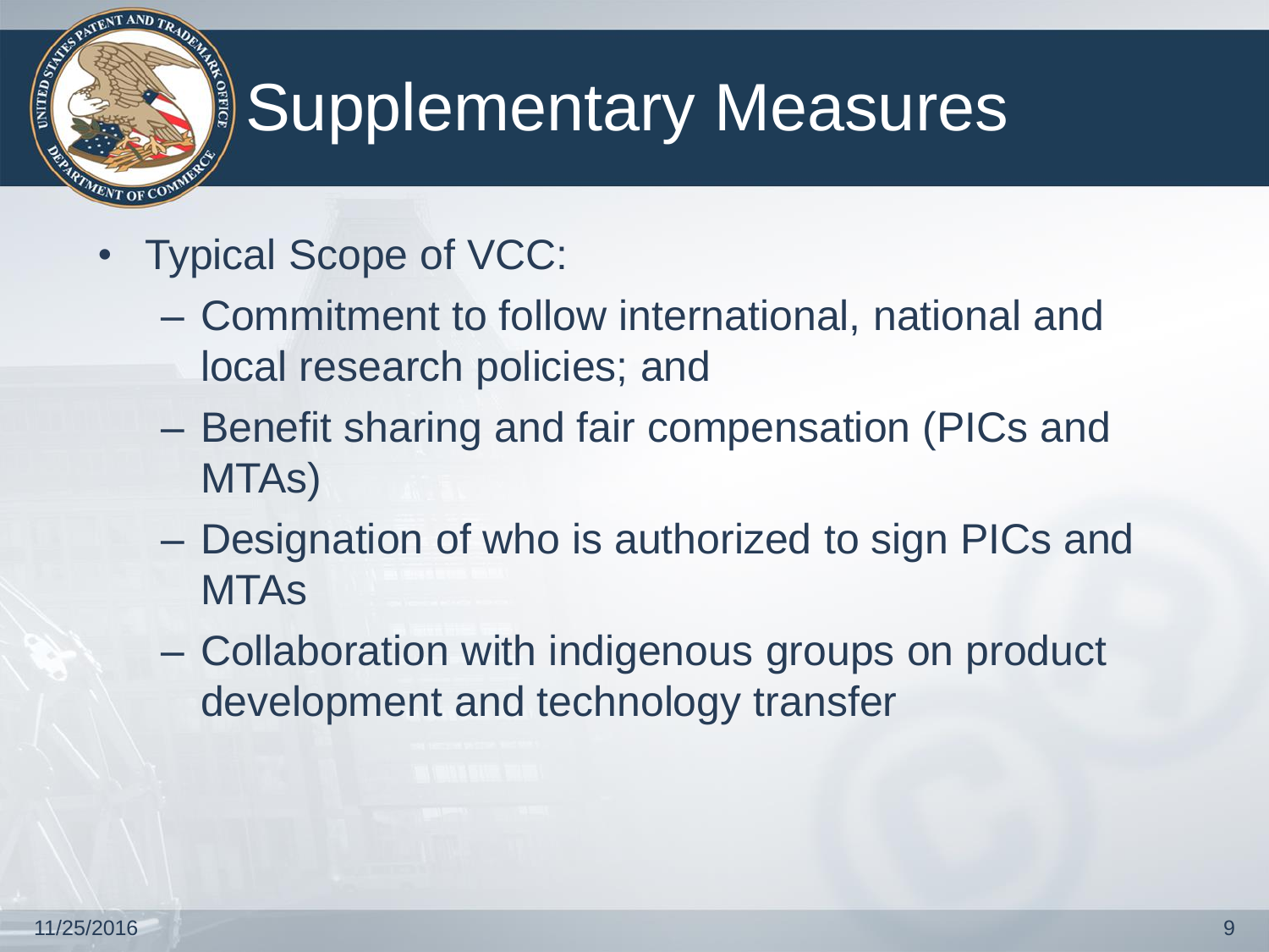# Supplementary Measures

- Typical Scope of VCC:
  - Commitment to follow international, national and local research policies; and
  - Benefit sharing and fair compensation (PICs and MTAs)
  - Designation of who is authorized to sign PICs and MTAs
  - Collaboration with indigenous groups on product development and technology transfer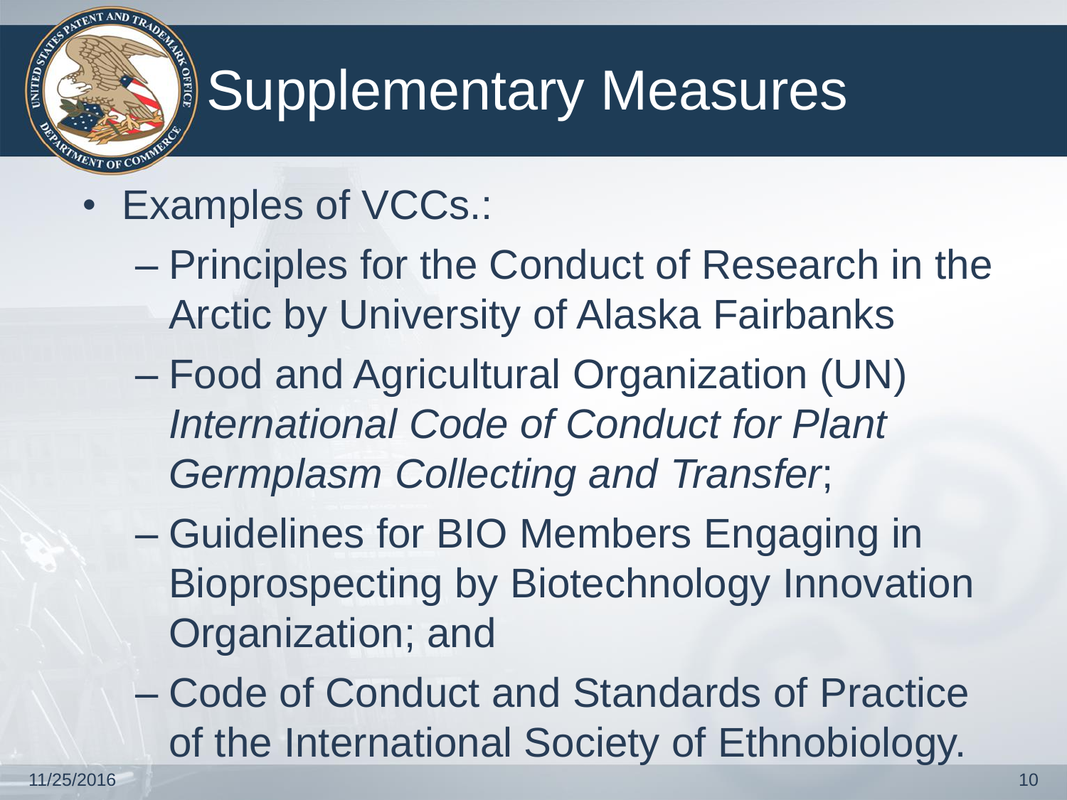# Supplementary Measures

- Examples of VCCs.:
  - Principles for the Conduct of Research in the Arctic by University of Alaska Fairbanks
  - Food and Agricultural Organization (UN) *International Code of Conduct for Plant Germplasm Collecting and Transfer*;
  - Guidelines for BIO Members Engaging in Bioprospecting by Biotechnology Innovation Organization; and
  - Code of Conduct and Standards of Practice of the International Society of Ethnobiology.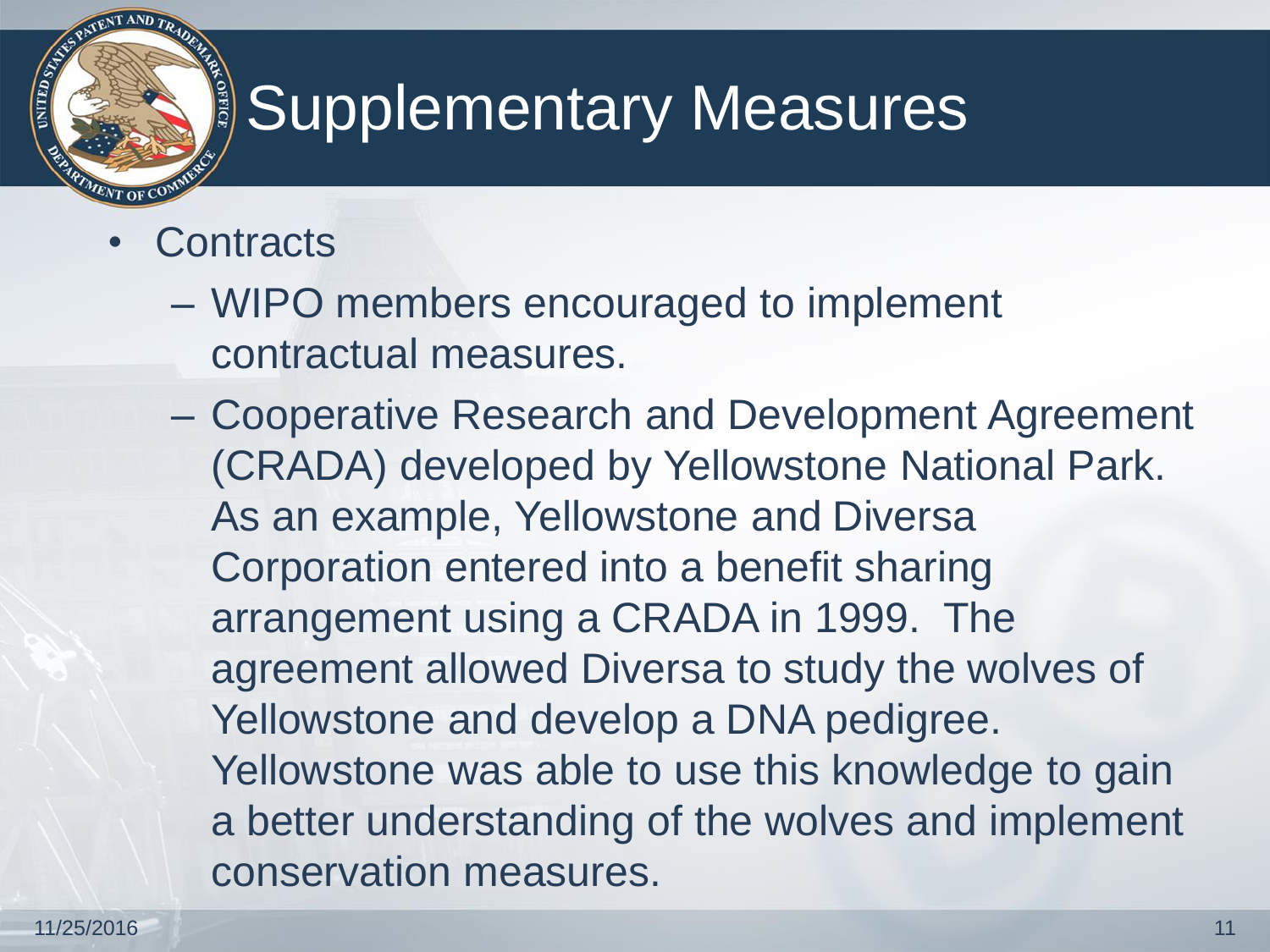# Supplementary Measures

- Contracts
  - WIPO members encouraged to implement contractual measures.
  - Cooperative Research and Development Agreement (CRADA) developed by Yellowstone National Park. As an example, Yellowstone and Diversa Corporation entered into a benefit sharing arrangement using a CRADA in 1999. The agreement allowed Diversa to study the wolves of Yellowstone and develop a DNA pedigree. Yellowstone was able to use this knowledge to gain a better understanding of the wolves and implement conservation measures.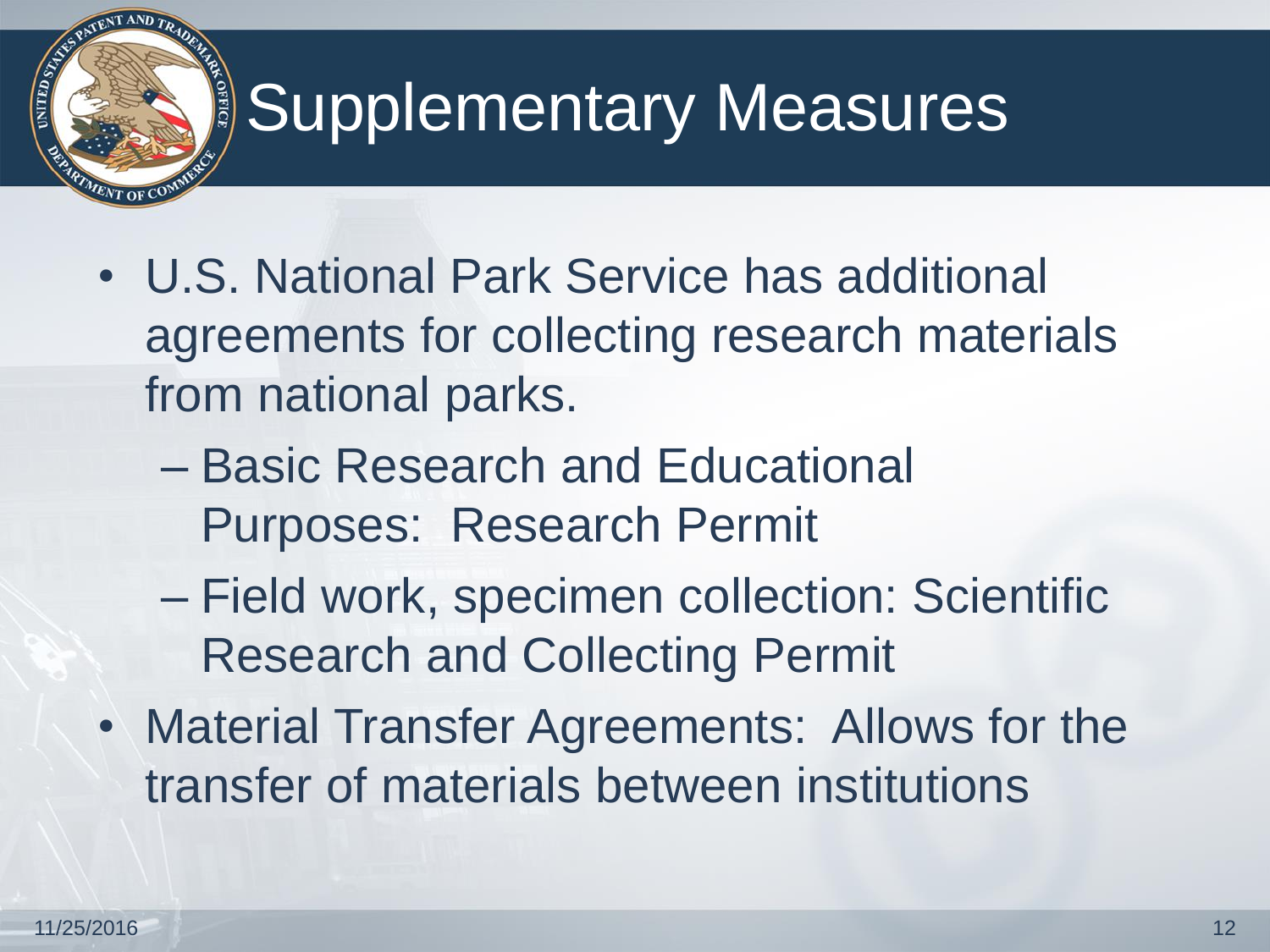# Supplementary Measures

- U.S. National Park Service has additional agreements for collecting research materials from national parks.
  - Basic Research and Educational Purposes: Research Permit
  - Field work, specimen collection: Scientific Research and Collecting Permit
- Material Transfer Agreements: Allows for the transfer of materials between institutions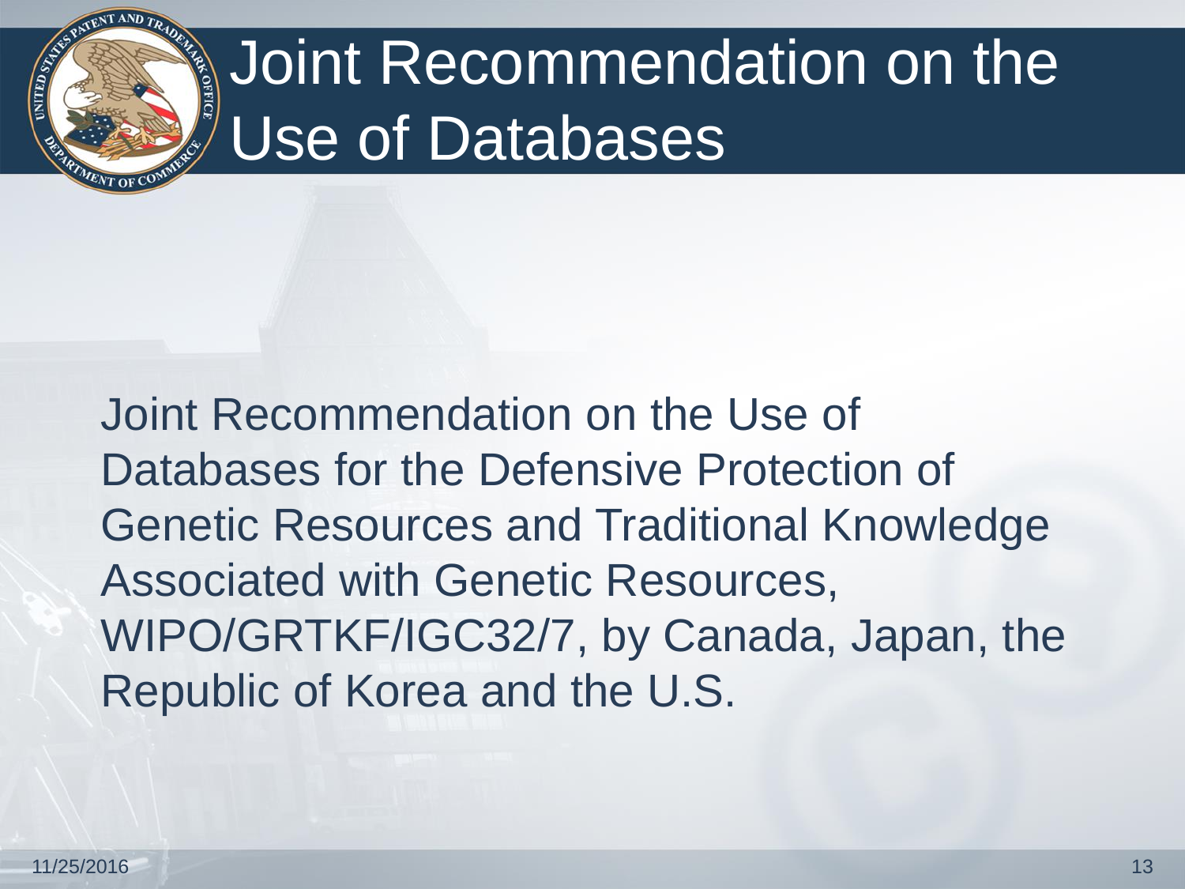# Joint Recommendation on the Use of Databases

Joint Recommendation on the Use of Databases for the Defensive Protection of Genetic Resources and Traditional Knowledge Associated with Genetic Resources, WIPO/GRTKF/IGC32/7, by Canada, Japan, the Republic of Korea and the U.S.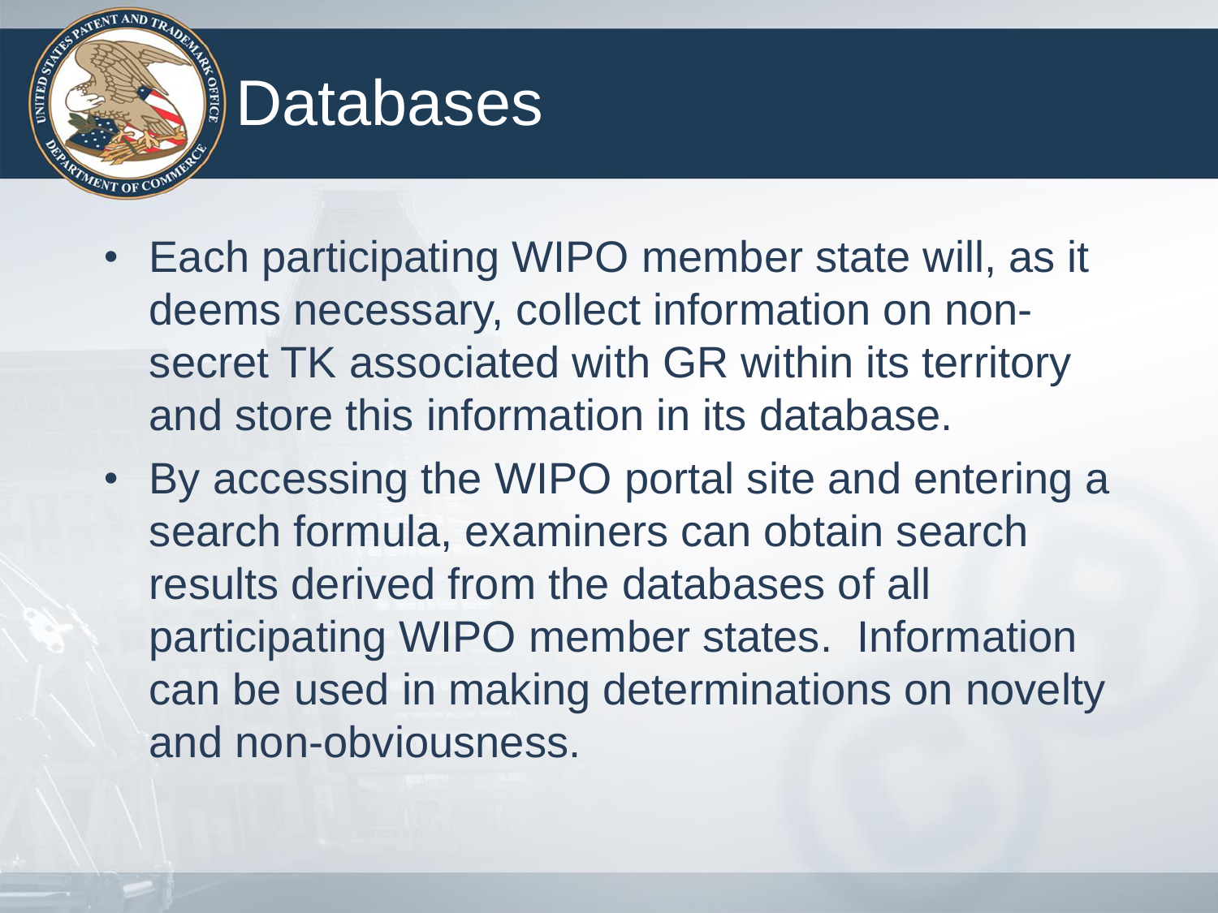# Databases

- Each participating WIPO member state will, as it deems necessary, collect information on non-secret TK associated with GR within its territory and store this information in its database.
- By accessing the WIPO portal site and entering a search formula, examiners can obtain search results derived from the databases of all participating WIPO member states. Information can be used in making determinations on novelty and non-obviousness.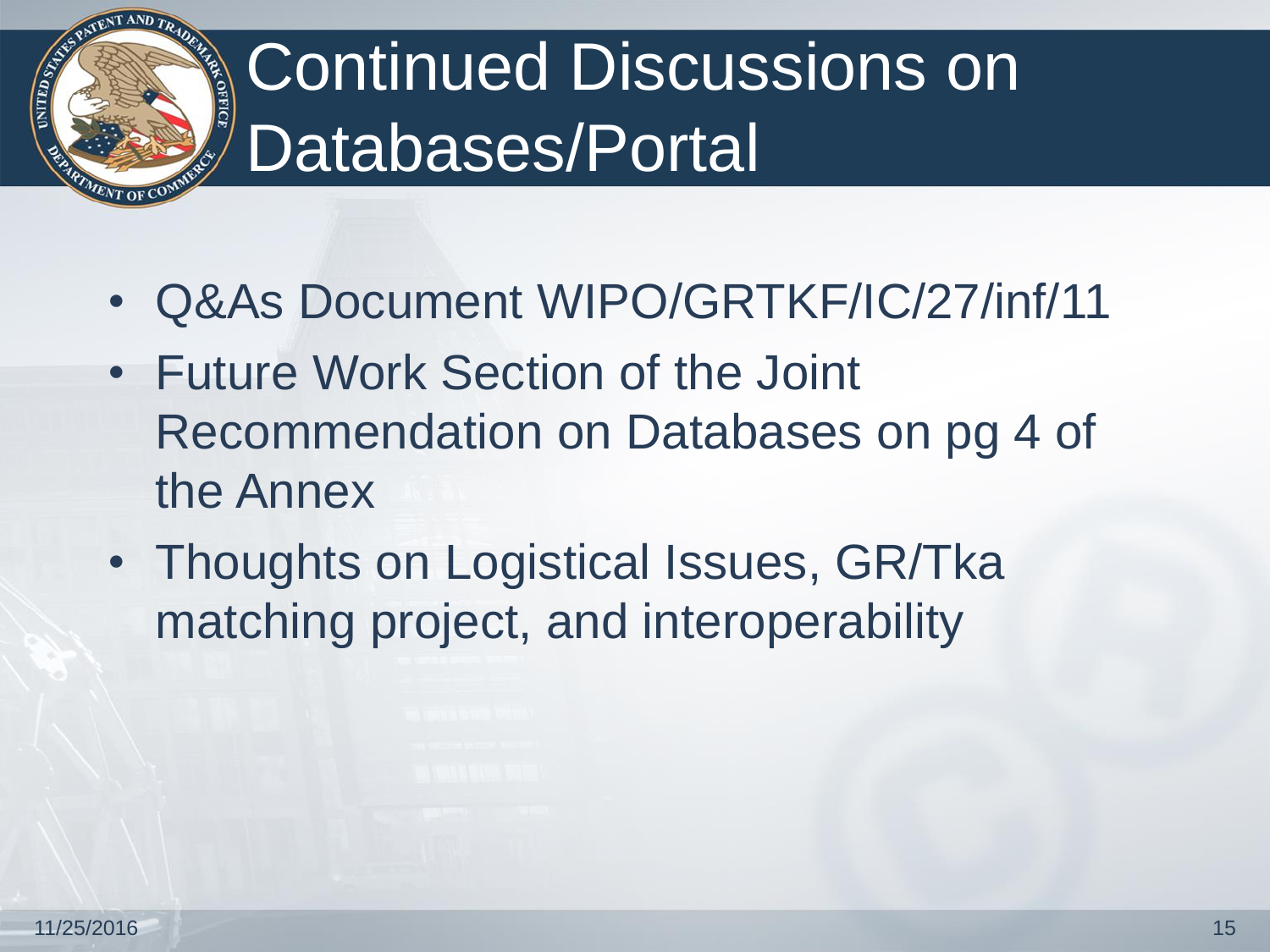# Continued Discussions on Databases/Portal

- Q&As Document WIPO/GRTKF/IC/27/inf/11
- Future Work Section of the Joint Recommendation on Databases on pg 4 of the Annex
- Thoughts on Logistical Issues, GR/Tka matching project, and interoperability